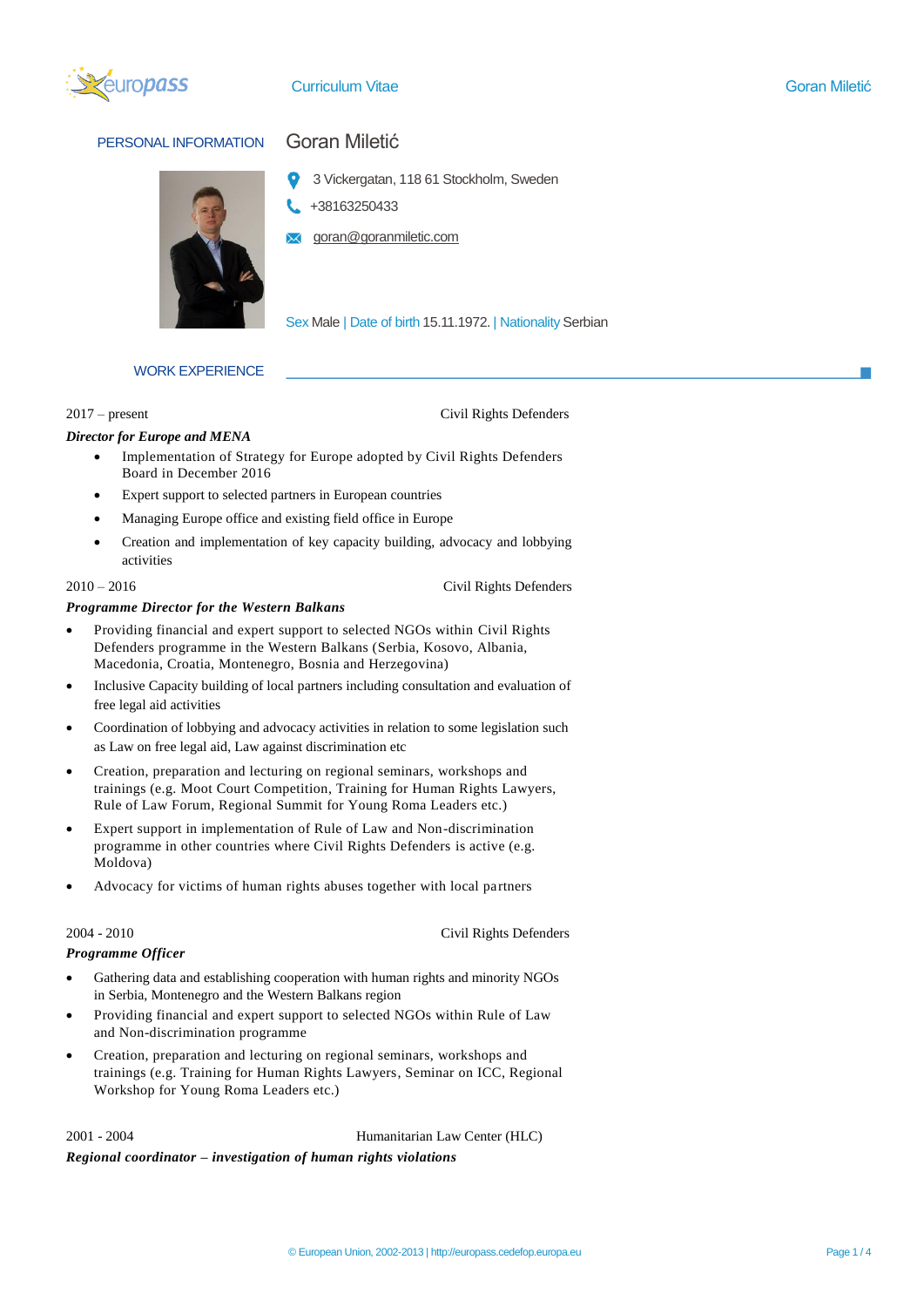# Curriculum Vitae

## PERSONAL INFORMATION

### Goran Miletić

3 Vickergatan, 118 61 Stockholm, Sweden

+38163250433

goran@goranmiletic.com

Sex Male | Date of birth 15.11.1972. | Nationality Serbian

## WORK EXPERIENCE

2017 – present — Civil Rights Defenders

***Director for Europe and MENA***

- Implementation of Strategy for Europe adopted by Civil Rights Defenders Board in December 2016
- Expert support to selected partners in European countries
- Managing Europe office and existing field office in Europe
- Creation and implementation of key capacity building, advocacy and lobbying activities

2010 – 2016 — Civil Rights Defenders

***Programme Director for the Western Balkans***

- Providing financial and expert support to selected NGOs within Civil Rights Defenders programme in the Western Balkans (Serbia, Kosovo, Albania, Macedonia, Croatia, Montenegro, Bosnia and Herzegovina)
- Inclusive Capacity building of local partners including consultation and evaluation of free legal aid activities
- Coordination of lobbying and advocacy activities in relation to some legislation such as Law on free legal aid, Law against discrimination etc
- Creation, preparation and lecturing on regional seminars, workshops and trainings (e.g. Moot Court Competition, Training for Human Rights Lawyers, Rule of Law Forum, Regional Summit for Young Roma Leaders etc.)
- Expert support in implementation of Rule of Law and Non-discrimination programme in other countries where Civil Rights Defenders is active (e.g. Moldova)
- Advocacy for victims of human rights abuses together with local partners

2004 - 2010 — Civil Rights Defenders

***Programme Officer***

- Gathering data and establishing cooperation with human rights and minority NGOs in Serbia, Montenegro and the Western Balkans region
- Providing financial and expert support to selected NGOs within Rule of Law and Non-discrimination programme
- Creation, preparation and lecturing on regional seminars, workshops and trainings (e.g. Training for Human Rights Lawyers, Seminar on ICC, Regional Workshop for Young Roma Leaders etc.)

2001 - 2004 — Humanitarian Law Center (HLC)

***Regional coordinator – investigation of human rights violations***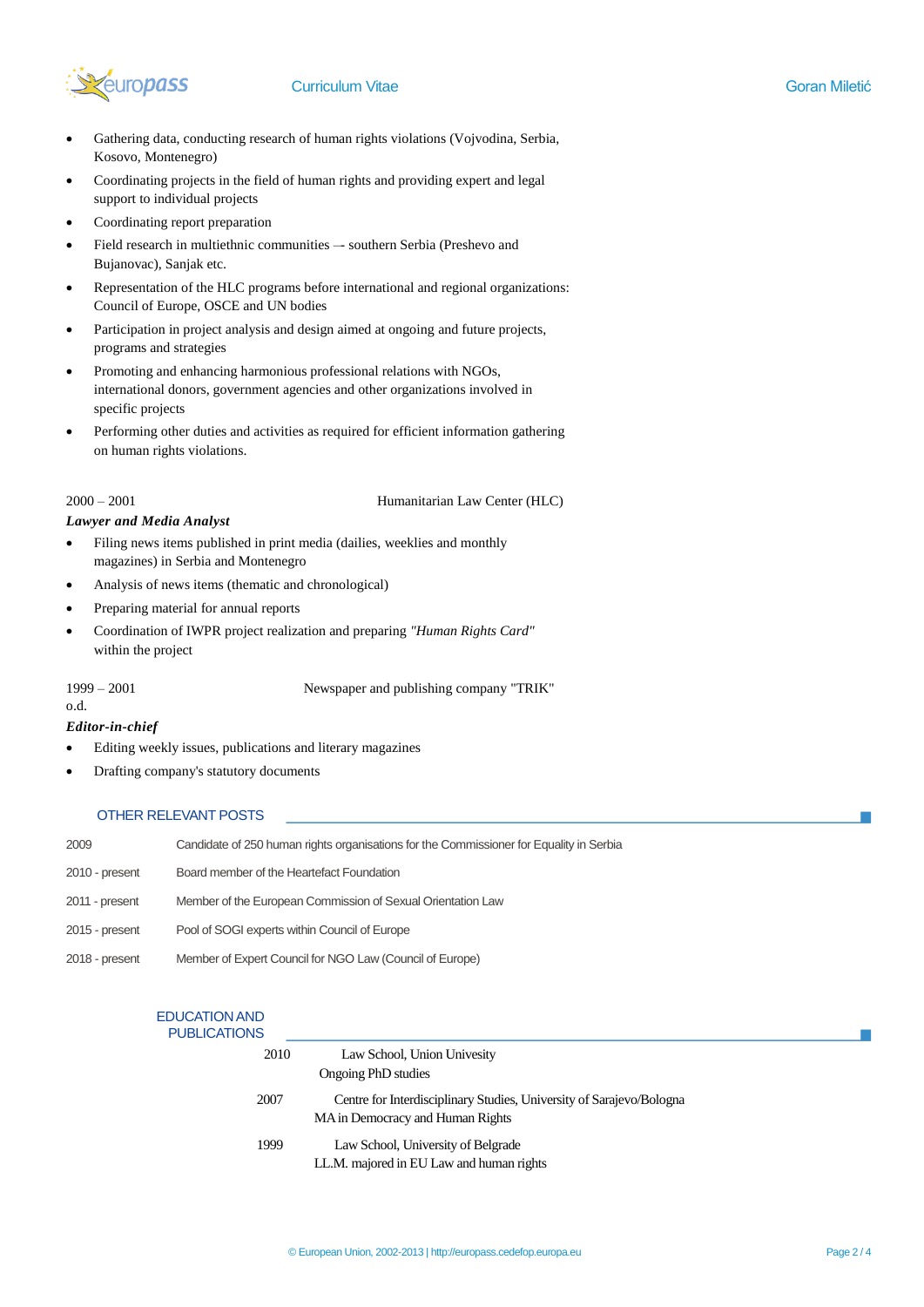- Gathering data, conducting research of human rights violations (Vojvodina, Serbia, Kosovo, Montenegro)
- Coordinating projects in the field of human rights and providing expert and legal support to individual projects
- Coordinating report preparation
- Field research in multiethnic communities – southern Serbia (Preshevo and Bujanovac), Sanjak etc.
- Representation of the HLC programs before international and regional organizations: Council of Europe, OSCE and UN bodies
- Participation in project analysis and design aimed at ongoing and future projects, programs and strategies
- Promoting and enhancing harmonious professional relations with NGOs, international donors, government agencies and other organizations involved in specific projects
- Performing other duties and activities as required for efficient information gathering on human rights violations.

2000 – 2001 Humanitarian Law Center (HLC)

***Lawyer and Media Analyst***

- Filing news items published in print media (dailies, weeklies and monthly magazines) in Serbia and Montenegro
- Analysis of news items (thematic and chronological)
- Preparing material for annual reports
- Coordination of IWPR project realization and preparing *"Human Rights Card"* within the project

1999 – 2001 Newspaper and publishing company "TRIK" o.d.

***Editor-in-chief***

- Editing weekly issues, publications and literary magazines
- Drafting company's statutory documents

## OTHER RELEVANT POSTS

| | |
|---|---|
| 2009 | Candidate of 250 human rights organisations for the Commissioner for Equality in Serbia |
| 2010 - present | Board member of the Heartefact Foundation |
| 2011 - present | Member of the European Commission of Sexual Orientation Law |
| 2015 - present | Pool of SOGI experts within Council of Europe |
| 2018 - present | Member of Expert Council for NGO Law (Council of Europe) |

## EDUCATION AND PUBLICATIONS

2010 Law School, Union Univesity
Ongoing PhD studies

2007 Centre for Interdisciplinary Studies, University of Sarajevo/Bologna
MA in Democracy and Human Rights

1999 Law School, University of Belgrade
LL.M. majored in EU Law and human rights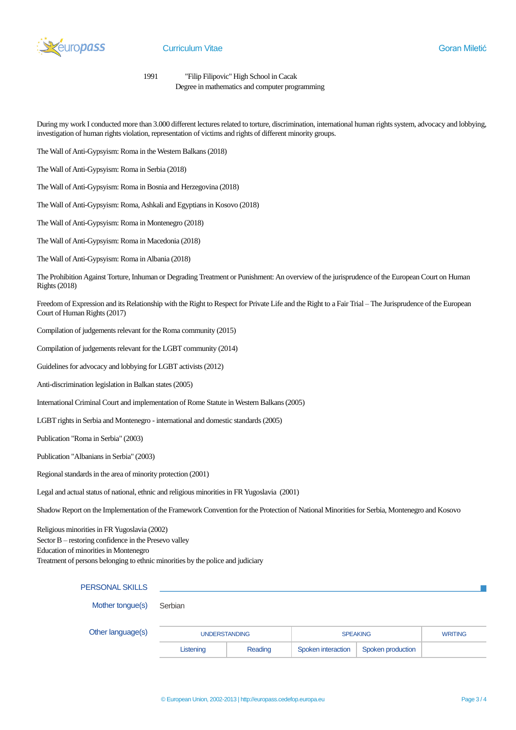1991 "Filip Filipovic" High School in Cacak
Degree in mathematics and computer programming

During my work I conducted more than 3.000 different lectures related to torture, discrimination, international human rights system, advocacy and lobbying, investigation of human rights violation, representation of victims and rights of different minority groups.

The Wall of Anti-Gypsyism: Roma in the Western Balkans (2018)

The Wall of Anti-Gypsyism: Roma in Serbia (2018)

The Wall of Anti-Gypsyism: Roma in Bosnia and Herzegovina (2018)

The Wall of Anti-Gypsyism: Roma, Ashkali and Egyptians in Kosovo (2018)

The Wall of Anti-Gypsyism: Roma in Montenegro (2018)

The Wall of Anti-Gypsyism: Roma in Macedonia (2018)

The Wall of Anti-Gypsyism: Roma in Albania (2018)

The Prohibition Against Torture, Inhuman or Degrading Treatment or Punishment: An overview of the jurisprudence of the European Court on Human Rights (2018)

Freedom of Expression and its Relationship with the Right to Respect for Private Life and the Right to a Fair Trial – The Jurisprudence of the European Court of Human Rights (2017)

Compilation of judgements relevant for the Roma community (2015)

Compilation of judgements relevant for the LGBT community (2014)

Guidelines for advocacy and lobbying for LGBT activists (2012)

Anti-discrimination legislation in Balkan states (2005)

International Criminal Court and implementation of Rome Statute in Western Balkans (2005)

LGBT rights in Serbia and Montenegro - international and domestic standards (2005)

Publication "Roma in Serbia" (2003)

Publication "Albanians in Serbia" (2003)

Regional standards in the area of minority protection (2001)

Legal and actual status of national, ethnic and religious minorities in FR Yugoslavia (2001)

Shadow Report on the Implementation of the Framework Convention for the Protection of National Minorities for Serbia, Montenegro and Kosovo

Religious minorities in FR Yugoslavia (2002)
Sector B – restoring confidence in the Presevo valley
Education of minorities in Montenegro
Treatment of persons belonging to ethnic minorities by the police and judiciary

## PERSONAL SKILLS

**Mother tongue(s)** Serbian

**Other language(s)**

| UNDERSTANDING | | SPEAKING | | WRITING |
|---|---|---|---|---|
| Listening | Reading | Spoken interaction | Spoken production | |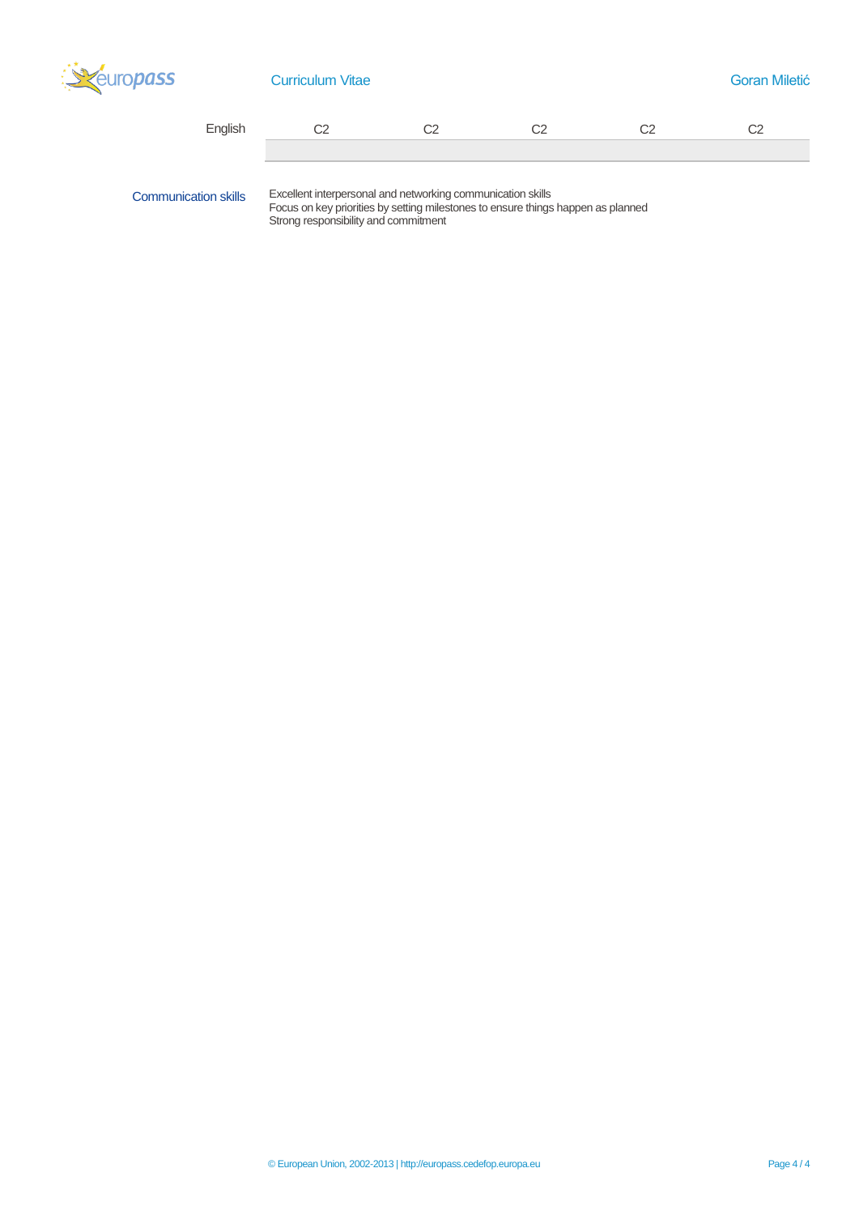| | | | | | |
|---|---|---|---|---|---|
| English | C2 | C2 | C2 | C2 | C2 |

**Communication skills**

Excellent interpersonal and networking communication skills
Focus on key priorities by setting milestones to ensure things happen as planned
Strong responsibility and commitment